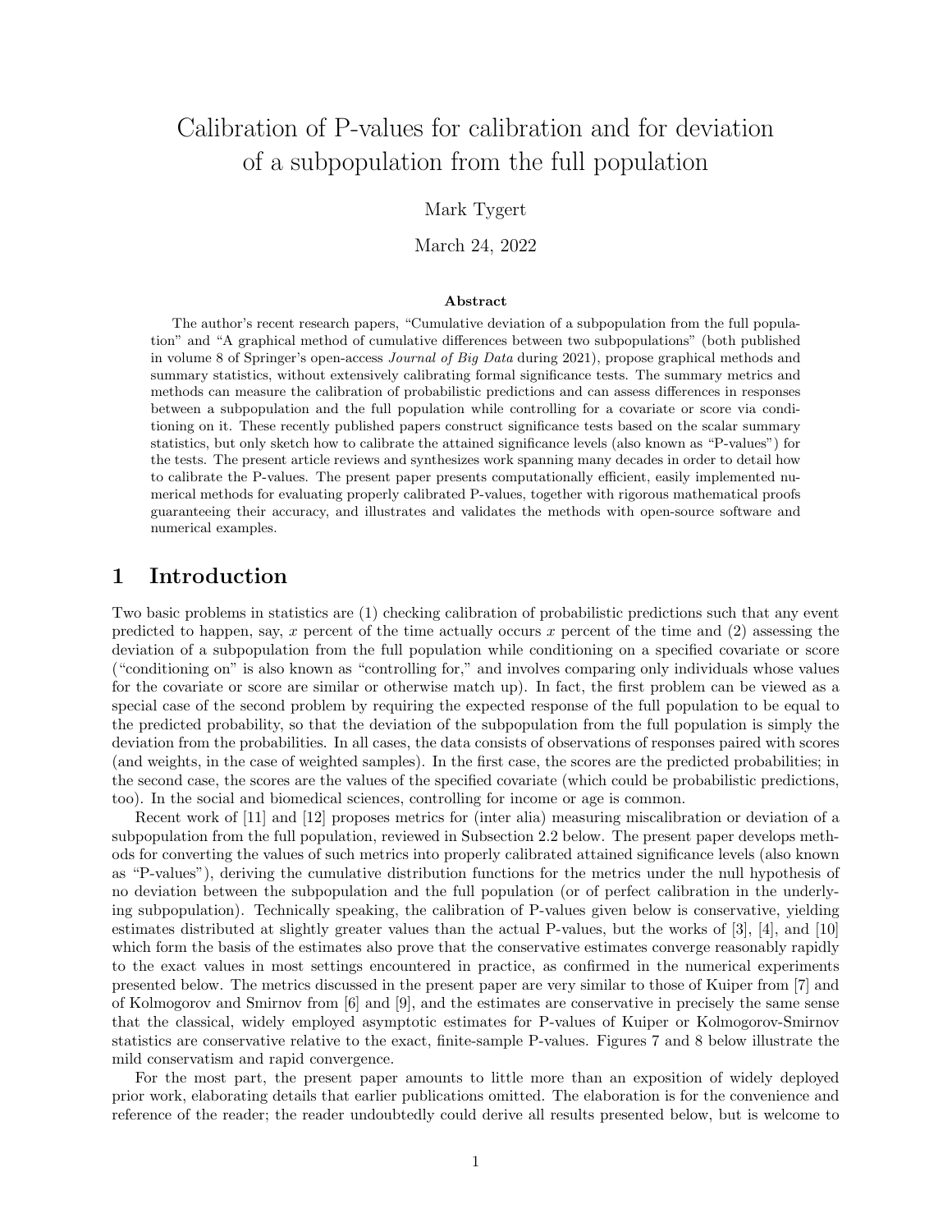# Calibration of P-values for calibration and for deviation of a subpopulation from the full population

Mark Tygert

March 24, 2022

**Abstract**

The author's recent research papers, "Cumulative deviation of a subpopulation from the full population" and "A graphical method of cumulative differences between two subpopulations" (both published in volume 8 of Springer's open-access *Journal of Big Data* during 2021), propose graphical methods and summary statistics, without extensively calibrating formal significance tests. The summary metrics and methods can measure the calibration of probabilistic predictions and can assess differences in responses between a subpopulation and the full population while controlling for a covariate or score via conditioning on it. These recently published papers construct significance tests based on the scalar summary statistics, but only sketch how to calibrate the attained significance levels (also known as "P-values") for the tests. The present article reviews and synthesizes work spanning many decades in order to detail how to calibrate the P-values. The present paper presents computationally efficient, easily implemented numerical methods for evaluating properly calibrated P-values, together with rigorous mathematical proofs guaranteeing their accuracy, and illustrates and validates the methods with open-source software and numerical examples.

## 1 Introduction

Two basic problems in statistics are (1) checking calibration of probabilistic predictions such that any event predicted to happen, say, $x$ percent of the time actually occurs $x$ percent of the time and (2) assessing the deviation of a subpopulation from the full population while conditioning on a specified covariate or score ("conditioning on" is also known as "controlling for," and involves comparing only individuals whose values for the covariate or score are similar or otherwise match up). In fact, the first problem can be viewed as a special case of the second problem by requiring the expected response of the full population to be equal to the predicted probability, so that the deviation of the subpopulation from the full population is simply the deviation from the probabilities. In all cases, the data consists of observations of responses paired with scores (and weights, in the case of weighted samples). In the first case, the scores are the predicted probabilities; in the second case, the scores are the values of the specified covariate (which could be probabilistic predictions, too). In the social and biomedical sciences, controlling for income or age is common.

Recent work of [11] and [12] proposes metrics for (inter alia) measuring miscalibration or deviation of a subpopulation from the full population, reviewed in Subsection 2.2 below. The present paper develops methods for converting the values of such metrics into properly calibrated attained significance levels (also known as "P-values"), deriving the cumulative distribution functions for the metrics under the null hypothesis of no deviation between the subpopulation and the full population (or of perfect calibration in the underlying subpopulation). Technically speaking, the calibration of P-values given below is conservative, yielding estimates distributed at slightly greater values than the actual P-values, but the works of [3], [4], and [10] which form the basis of the estimates also prove that the conservative estimates converge reasonably rapidly to the exact values in most settings encountered in practice, as confirmed in the numerical experiments presented below. The metrics discussed in the present paper are very similar to those of Kuiper from [7] and of Kolmogorov and Smirnov from [6] and [9], and the estimates are conservative in precisely the same sense that the classical, widely employed asymptotic estimates for P-values of Kuiper or Kolmogorov-Smirnov statistics are conservative relative to the exact, finite-sample P-values. Figures 7 and 8 below illustrate the mild conservatism and rapid convergence.

For the most part, the present paper amounts to little more than an exposition of widely deployed prior work, elaborating details that earlier publications omitted. The elaboration is for the convenience and reference of the reader; the reader undoubtedly could derive all results presented below, but is welcome to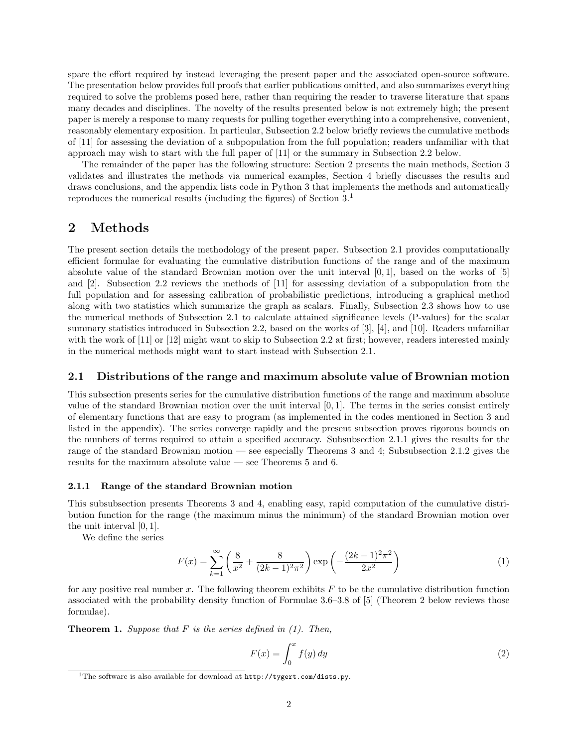spare the effort required by instead leveraging the present paper and the associated open-source software. The presentation below provides full proofs that earlier publications omitted, and also summarizes everything required to solve the problems posed here, rather than requiring the reader to traverse literature that spans many decades and disciplines. The novelty of the results presented below is not extremely high; the present paper is merely a response to many requests for pulling together everything into a comprehensive, convenient, reasonably elementary exposition. In particular, Subsection 2.2 below briefly reviews the cumulative methods of [11] for assessing the deviation of a subpopulation from the full population; readers unfamiliar with that approach may wish to start with the full paper of [11] or the summary in Subsection 2.2 below.

The remainder of the paper has the following structure: Section 2 presents the main methods, Section 3 validates and illustrates the methods via numerical examples, Section 4 briefly discusses the results and draws conclusions, and the appendix lists code in Python 3 that implements the methods and automatically reproduces the numerical results (including the figures) of Section 3.[1]

## 2 Methods

The present section details the methodology of the present paper. Subsection 2.1 provides computationally efficient formulae for evaluating the cumulative distribution functions of the range and of the maximum absolute value of the standard Brownian motion over the unit interval $[0, 1]$, based on the works of [5] and [2]. Subsection 2.2 reviews the methods of [11] for assessing deviation of a subpopulation from the full population and for assessing calibration of probabilistic predictions, introducing a graphical method along with two statistics which summarize the graph as scalars. Finally, Subsection 2.3 shows how to use the numerical methods of Subsection 2.1 to calculate attained significance levels (P-values) for the scalar summary statistics introduced in Subsection 2.2, based on the works of [3], [4], and [10]. Readers unfamiliar with the work of [11] or [12] might want to skip to Subsection 2.2 at first; however, readers interested mainly in the numerical methods might want to start instead with Subsection 2.1.

### 2.1 Distributions of the range and maximum absolute value of Brownian motion

This subsection presents series for the cumulative distribution functions of the range and maximum absolute value of the standard Brownian motion over the unit interval $[0, 1]$. The terms in the series consist entirely of elementary functions that are easy to program (as implemented in the codes mentioned in Section 3 and listed in the appendix). The series converge rapidly and the present subsection proves rigorous bounds on the numbers of terms required to attain a specified accuracy. Subsubsection 2.1.1 gives the results for the range of the standard Brownian motion — see especially Theorems 3 and 4; Subsubsection 2.1.2 gives the results for the maximum absolute value — see Theorems 5 and 6.

#### 2.1.1 Range of the standard Brownian motion

This subsubsection presents Theorems 3 and 4, enabling easy, rapid computation of the cumulative distribution function for the range (the maximum minus the minimum) of the standard Brownian motion over the unit interval $[0, 1]$.

We define the series

$$F(x) = \sum_{k=1}^{\infty} \left( \frac{8}{x^2} + \frac{8}{(2k-1)^2\pi^2} \right) \exp\left( -\frac{(2k-1)^2\pi^2}{2x^2} \right) \tag{1}$$

for any positive real number $x$. The following theorem exhibits $F$ to be the cumulative distribution function associated with the probability density function of Formulae 3.6–3.8 of [5] (Theorem 2 below reviews those formulae).

**Theorem 1.** *Suppose that $F$ is the series defined in (1). Then,*

$$F(x) = \int_0^x f(y)\, dy \tag{2}$$

[1] The software is also available for download at http://tygert.com/dists.py.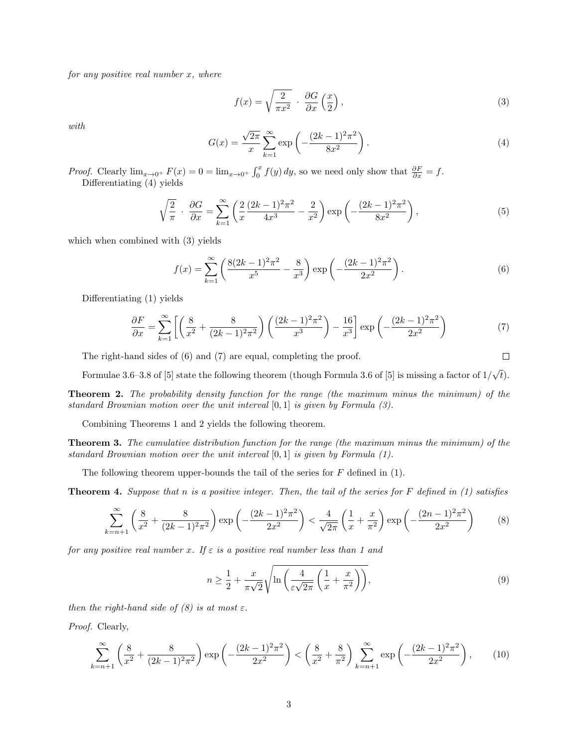*for any positive real number $x$, where*

$$f(x) = \sqrt{\frac{2}{\pi x^2}} \cdot \frac{\partial G}{\partial x}\left(\frac{x}{2}\right), \tag{3}$$

*with*

$$G(x) = \frac{\sqrt{2\pi}}{x} \sum_{k=1}^{\infty} \exp\left(-\frac{(2k-1)^2\pi^2}{8x^2}\right). \tag{4}$$

*Proof.* Clearly $\lim_{x\to 0^+} F(x) = 0 = \lim_{x\to 0^+} \int_0^x f(y)\,dy$, so we need only show that $\frac{\partial F}{\partial x} = f$.

Differentiating (4) yields

$$\sqrt{\frac{2}{\pi}} \cdot \frac{\partial G}{\partial x} = \sum_{k=1}^{\infty} \left(\frac{2}{x}\frac{(2k-1)^2\pi^2}{4x^3} - \frac{2}{x^2}\right) \exp\left(-\frac{(2k-1)^2\pi^2}{8x^2}\right), \tag{5}$$

which when combined with (3) yields

$$f(x) = \sum_{k=1}^{\infty} \left(\frac{8(2k-1)^2\pi^2}{x^5} - \frac{8}{x^3}\right) \exp\left(-\frac{(2k-1)^2\pi^2}{2x^2}\right). \tag{6}$$

Differentiating (1) yields

$$\frac{\partial F}{\partial x} = \sum_{k=1}^{\infty} \left[\left(\frac{8}{x^2} + \frac{8}{(2k-1)^2\pi^2}\right)\left(\frac{(2k-1)^2\pi^2}{x^3}\right) - \frac{16}{x^3}\right] \exp\left(-\frac{(2k-1)^2\pi^2}{2x^2}\right) \tag{7}$$

The right-hand sides of (6) and (7) are equal, completing the proof. □

Formulae 3.6–3.8 of [5] state the following theorem (though Formula 3.6 of [5] is missing a factor of $1/\sqrt{t}$).

**Theorem 2.** *The probability density function for the range (the maximum minus the minimum) of the standard Brownian motion over the unit interval $[0,1]$ is given by Formula (3).*

Combining Theorems 1 and 2 yields the following theorem.

**Theorem 3.** *The cumulative distribution function for the range (the maximum minus the minimum) of the standard Brownian motion over the unit interval $[0,1]$ is given by Formula (1).*

The following theorem upper-bounds the tail of the series for $F$ defined in (1).

**Theorem 4.** *Suppose that $n$ is a positive integer. Then, the tail of the series for $F$ defined in (1) satisfies*

$$\sum_{k=n+1}^{\infty} \left(\frac{8}{x^2} + \frac{8}{(2k-1)^2\pi^2}\right) \exp\left(-\frac{(2k-1)^2\pi^2}{2x^2}\right) < \frac{4}{\sqrt{2\pi}}\left(\frac{1}{x} + \frac{x}{\pi^2}\right) \exp\left(-\frac{(2n-1)^2\pi^2}{2x^2}\right) \tag{8}$$

*for any positive real number $x$. If $\varepsilon$ is a positive real number less than 1 and*

$$n \geq \frac{1}{2} + \frac{x}{\pi\sqrt{2}} \sqrt{\ln\left(\frac{4}{\varepsilon\sqrt{2\pi}}\left(\frac{1}{x} + \frac{x}{\pi^2}\right)\right)}, \tag{9}$$

*then the right-hand side of (8) is at most $\varepsilon$.*

*Proof.* Clearly,

$$\sum_{k=n+1}^{\infty} \left(\frac{8}{x^2} + \frac{8}{(2k-1)^2\pi^2}\right) \exp\left(-\frac{(2k-1)^2\pi^2}{2x^2}\right) < \left(\frac{8}{x^2} + \frac{8}{\pi^2}\right) \sum_{k=n+1}^{\infty} \exp\left(-\frac{(2k-1)^2\pi^2}{2x^2}\right), \tag{10}$$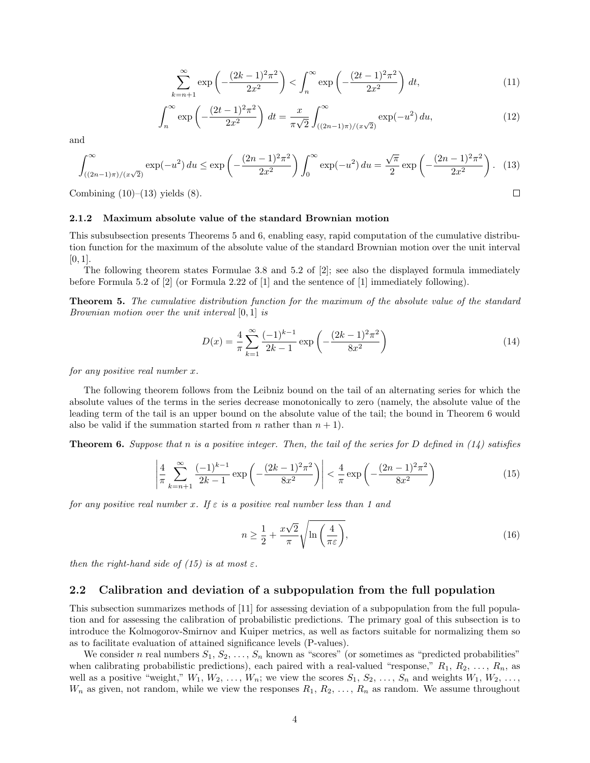$$\sum_{k=n+1}^{\infty} \exp\left(-\frac{(2k-1)^2\pi^2}{2x^2}\right) < \int_n^{\infty} \exp\left(-\frac{(2t-1)^2\pi^2}{2x^2}\right) dt, \tag{11}$$

$$\int_n^{\infty} \exp\left(-\frac{(2t-1)^2\pi^2}{2x^2}\right) dt = \frac{x}{\pi\sqrt{2}} \int_{((2n-1)\pi)/(x\sqrt{2})}^{\infty} \exp(-u^2)\, du, \tag{12}$$

and

$$\int_{((2n-1)\pi)/(x\sqrt{2})}^{\infty} \exp(-u^2)\, du \le \exp\left(-\frac{(2n-1)^2\pi^2}{2x^2}\right) \int_0^{\infty} \exp(-u^2)\, du = \frac{\sqrt{\pi}}{2} \exp\left(-\frac{(2n-1)^2\pi^2}{2x^2}\right). \tag{13}$$

Combining (10)–(13) yields (8). □

#### 2.1.2 Maximum absolute value of the standard Brownian motion

This subsubsection presents Theorems 5 and 6, enabling easy, rapid computation of the cumulative distribution function for the maximum of the absolute value of the standard Brownian motion over the unit interval $[0, 1]$.

The following theorem states Formulae 3.8 and 5.2 of [2]; see also the displayed formula immediately before Formula 5.2 of [2] (or Formula 2.22 of [1] and the sentence of [1] immediately following).

**Theorem 5.** *The cumulative distribution function for the maximum of the absolute value of the standard Brownian motion over the unit interval* $[0, 1]$ *is*

$$D(x) = \frac{4}{\pi} \sum_{k=1}^{\infty} \frac{(-1)^{k-1}}{2k-1} \exp\left(-\frac{(2k-1)^2\pi^2}{8x^2}\right) \tag{14}$$

*for any positive real number* $x$.

The following theorem follows from the Leibniz bound on the tail of an alternating series for which the absolute values of the terms in the series decrease monotonically to zero (namely, the absolute value of the leading term of the tail is an upper bound on the absolute value of the tail; the bound in Theorem 6 would also be valid if the summation started from $n$ rather than $n + 1$).

**Theorem 6.** *Suppose that* $n$ *is a positive integer. Then, the tail of the series for* $D$ *defined in (14) satisfies*

$$\left| \frac{4}{\pi} \sum_{k=n+1}^{\infty} \frac{(-1)^{k-1}}{2k-1} \exp\left(-\frac{(2k-1)^2\pi^2}{8x^2}\right) \right| < \frac{4}{\pi} \exp\left(-\frac{(2n-1)^2\pi^2}{8x^2}\right) \tag{15}$$

*for any positive real number* $x$. *If* $\varepsilon$ *is a positive real number less than 1 and*

$$n \ge \frac{1}{2} + \frac{x\sqrt{2}}{\pi} \sqrt{\ln\left(\frac{4}{\pi\varepsilon}\right)}, \tag{16}$$

*then the right-hand side of (15) is at most* $\varepsilon$.

## 2.2 Calibration and deviation of a subpopulation from the full population

This subsection summarizes methods of [11] for assessing deviation of a subpopulation from the full population and for assessing the calibration of probabilistic predictions. The primary goal of this subsection is to introduce the Kolmogorov-Smirnov and Kuiper metrics, as well as factors suitable for normalizing them so as to facilitate evaluation of attained significance levels (P-values).

We consider $n$ real numbers $S_1, S_2, \ldots, S_n$ known as "scores" (or sometimes as "predicted probabilities" when calibrating probabilistic predictions), each paired with a real-valued "response," $R_1, R_2, \ldots, R_n$, as well as a positive "weight," $W_1, W_2, \ldots, W_n$; we view the scores $S_1, S_2, \ldots, S_n$ and weights $W_1, W_2, \ldots, W_n$ as given, not random, while we view the responses $R_1, R_2, \ldots, R_n$ as random. We assume throughout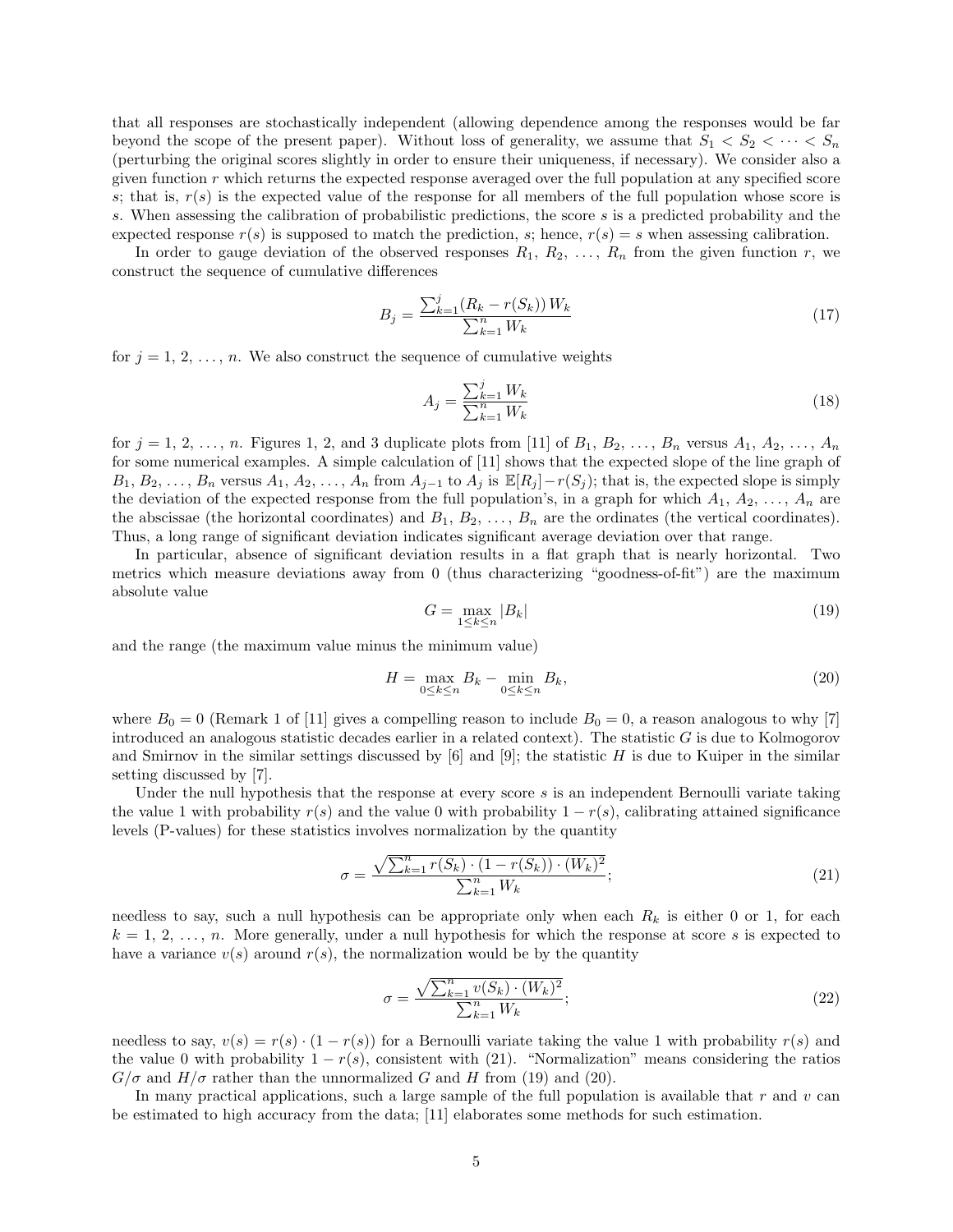that all responses are stochastically independent (allowing dependence among the responses would be far beyond the scope of the present paper). Without loss of generality, we assume that $S_1 < S_2 < \cdots < S_n$ (perturbing the original scores slightly in order to ensure their uniqueness, if necessary). We consider also a given function $r$ which returns the expected response averaged over the full population at any specified score $s$; that is, $r(s)$ is the expected value of the response for all members of the full population whose score is $s$. When assessing the calibration of probabilistic predictions, the score $s$ is a predicted probability and the expected response $r(s)$ is supposed to match the prediction, $s$; hence, $r(s) = s$ when assessing calibration.

In order to gauge deviation of the observed responses $R_1, R_2, \dots, R_n$ from the given function $r$, we construct the sequence of cumulative differences

$$B_j = \frac{\sum_{k=1}^{j} (R_k - r(S_k))\, W_k}{\sum_{k=1}^{n} W_k} \tag{17}$$

for $j = 1, 2, \dots, n$. We also construct the sequence of cumulative weights

$$A_j = \frac{\sum_{k=1}^{j} W_k}{\sum_{k=1}^{n} W_k} \tag{18}$$

for $j = 1, 2, \dots, n$. Figures 1, 2, and 3 duplicate plots from [11] of $B_1, B_2, \dots, B_n$ versus $A_1, A_2, \dots, A_n$ for some numerical examples. A simple calculation of [11] shows that the expected slope of the line graph of $B_1, B_2, \dots, B_n$ versus $A_1, A_2, \dots, A_n$ from $A_{j-1}$ to $A_j$ is $\mathbb{E}[R_j] - r(S_j)$; that is, the expected slope is simply the deviation of the expected response from the full population's, in a graph for which $A_1, A_2, \dots, A_n$ are the abscissae (the horizontal coordinates) and $B_1, B_2, \dots, B_n$ are the ordinates (the vertical coordinates). Thus, a long range of significant deviation indicates significant average deviation over that range.

In particular, absence of significant deviation results in a flat graph that is nearly horizontal. Two metrics which measure deviations away from 0 (thus characterizing "goodness-of-fit") are the maximum absolute value

$$G = \max_{1 \le k \le n} |B_k| \tag{19}$$

and the range (the maximum value minus the minimum value)

$$H = \max_{0 \le k \le n} B_k - \min_{0 \le k \le n} B_k, \tag{20}$$

where $B_0 = 0$ (Remark 1 of [11] gives a compelling reason to include $B_0 = 0$, a reason analogous to why [7] introduced an analogous statistic decades earlier in a related context). The statistic $G$ is due to Kolmogorov and Smirnov in the similar settings discussed by [6] and [9]; the statistic $H$ is due to Kuiper in the similar setting discussed by [7].

Under the null hypothesis that the response at every score $s$ is an independent Bernoulli variate taking the value 1 with probability $r(s)$ and the value 0 with probability $1 - r(s)$, calibrating attained significance levels (P-values) for these statistics involves normalization by the quantity

$$\sigma = \frac{\sqrt{\sum_{k=1}^{n} r(S_k) \cdot (1 - r(S_k)) \cdot (W_k)^2}}{\sum_{k=1}^{n} W_k}; \tag{21}$$

needless to say, such a null hypothesis can be appropriate only when each $R_k$ is either 0 or 1, for each $k = 1, 2, \dots, n$. More generally, under a null hypothesis for which the response at score $s$ is expected to have a variance $v(s)$ around $r(s)$, the normalization would be by the quantity

$$\sigma = \frac{\sqrt{\sum_{k=1}^{n} v(S_k) \cdot (W_k)^2}}{\sum_{k=1}^{n} W_k}; \tag{22}$$

needless to say, $v(s) = r(s) \cdot (1 - r(s))$ for a Bernoulli variate taking the value 1 with probability $r(s)$ and the value 0 with probability $1 - r(s)$, consistent with (21). "Normalization" means considering the ratios $G/\sigma$ and $H/\sigma$ rather than the unnormalized $G$ and $H$ from (19) and (20).

In many practical applications, such a large sample of the full population is available that $r$ and $v$ can be estimated to high accuracy from the data; [11] elaborates some methods for such estimation.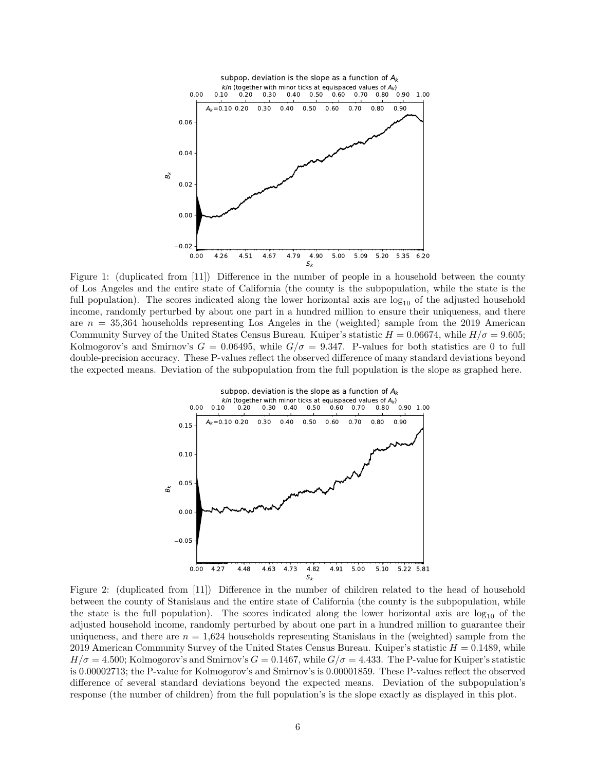Figure 1: (duplicated from [11]) Difference in the number of people in a household between the county of Los Angeles and the entire state of California (the county is the subpopulation, while the state is the full population). The scores indicated along the lower horizontal axis are $\log_{10}$ of the adjusted household income, randomly perturbed by about one part in a hundred million to ensure their uniqueness, and there are $n = 35{,}364$ households representing Los Angeles in the (weighted) sample from the 2019 American Community Survey of the United States Census Bureau. Kuiper's statistic $H = 0.06674$, while $H/\sigma = 9.605$; Kolmogorov's and Smirnov's $G = 0.06495$, while $G/\sigma = 9.347$. P-values for both statistics are 0 to full double-precision accuracy. These P-values reflect the observed difference of many standard deviations beyond the expected means. Deviation of the subpopulation from the full population is the slope as graphed here.

Figure 2: (duplicated from [11]) Difference in the number of children related to the head of household between the county of Stanislaus and the entire state of California (the county is the subpopulation, while the state is the full population). The scores indicated along the lower horizontal axis are $\log_{10}$ of the adjusted household income, randomly perturbed by about one part in a hundred million to guarantee their uniqueness, and there are $n = 1{,}624$ households representing Stanislaus in the (weighted) sample from the 2019 American Community Survey of the United States Census Bureau. Kuiper's statistic $H = 0.1489$, while $H/\sigma = 4.500$; Kolmogorov's and Smirnov's $G = 0.1467$, while $G/\sigma = 4.433$. The P-value for Kuiper's statistic is 0.00002713; the P-value for Kolmogorov's and Smirnov's is 0.00001859. These P-values reflect the observed difference of several standard deviations beyond the expected means. Deviation of the subpopulation's response (the number of children) from the full population's is the slope exactly as displayed in this plot.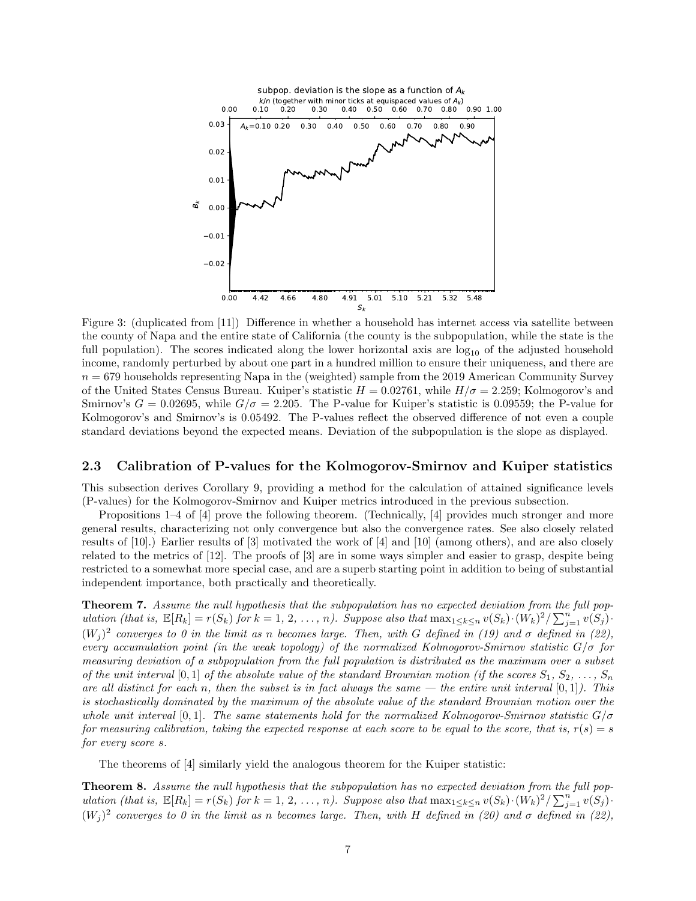Figure 3: (duplicated from [11]) Difference in whether a household has internet access via satellite between the county of Napa and the entire state of California (the county is the subpopulation, while the state is the full population). The scores indicated along the lower horizontal axis are $\log_{10}$ of the adjusted household income, randomly perturbed by about one part in a hundred million to ensure their uniqueness, and there are $n = 679$ households representing Napa in the (weighted) sample from the 2019 American Community Survey of the United States Census Bureau. Kuiper's statistic $H = 0.02761$, while $H/\sigma = 2.259$; Kolmogorov's and Smirnov's $G = 0.02695$, while $G/\sigma = 2.205$. The P-value for Kuiper's statistic is 0.09559; the P-value for Kolmogorov's and Smirnov's is 0.05492. The P-values reflect the observed difference of not even a couple standard deviations beyond the expected means. Deviation of the subpopulation is the slope as displayed.

### 2.3 Calibration of P-values for the Kolmogorov-Smirnov and Kuiper statistics

This subsection derives Corollary 9, providing a method for the calculation of attained significance levels (P-values) for the Kolmogorov-Smirnov and Kuiper metrics introduced in the previous subsection.

Propositions 1–4 of [4] prove the following theorem. (Technically, [4] provides much stronger and more general results, characterizing not only convergence but also the convergence rates. See also closely related results of [10].) Earlier results of [3] motivated the work of [4] and [10] (among others), and are also closely related to the metrics of [12]. The proofs of [3] are in some ways simpler and easier to grasp, despite being restricted to a somewhat more special case, and are a superb starting point in addition to being of substantial independent importance, both practically and theoretically.

**Theorem 7.** *Assume the null hypothesis that the subpopulation has no expected deviation from the full population (that is, $\mathbb{E}[R_k] = r(S_k)$ for $k = 1, 2, \dots, n$). Suppose also that $\max_{1 \le k \le n} v(S_k) \cdot (W_k)^2 / \sum_{j=1}^{n} v(S_j) \cdot (W_j)^2$ converges to 0 in the limit as $n$ becomes large. Then, with $G$ defined in (19) and $\sigma$ defined in (22), every accumulation point (in the weak topology) of the normalized Kolmogorov-Smirnov statistic $G/\sigma$ for measuring deviation of a subpopulation from the full population is distributed as the maximum over a subset of the unit interval $[0, 1]$ of the absolute value of the standard Brownian motion (if the scores $S_1, S_2, \dots, S_n$ are all distinct for each $n$, then the subset is in fact always the same — the entire unit interval $[0, 1]$). This is stochastically dominated by the maximum of the absolute value of the standard Brownian motion over the whole unit interval $[0, 1]$. The same statements hold for the normalized Kolmogorov-Smirnov statistic $G/\sigma$ for measuring calibration, taking the expected response at each score to be equal to the score, that is, $r(s) = s$ for every score $s$.*

The theorems of [4] similarly yield the analogous theorem for the Kuiper statistic:

**Theorem 8.** *Assume the null hypothesis that the subpopulation has no expected deviation from the full population (that is, $\mathbb{E}[R_k] = r(S_k)$ for $k = 1, 2, \dots, n$). Suppose also that $\max_{1 \le k \le n} v(S_k) \cdot (W_k)^2 / \sum_{j=1}^{n} v(S_j) \cdot (W_j)^2$ converges to 0 in the limit as $n$ becomes large. Then, with $H$ defined in (20) and $\sigma$ defined in (22),*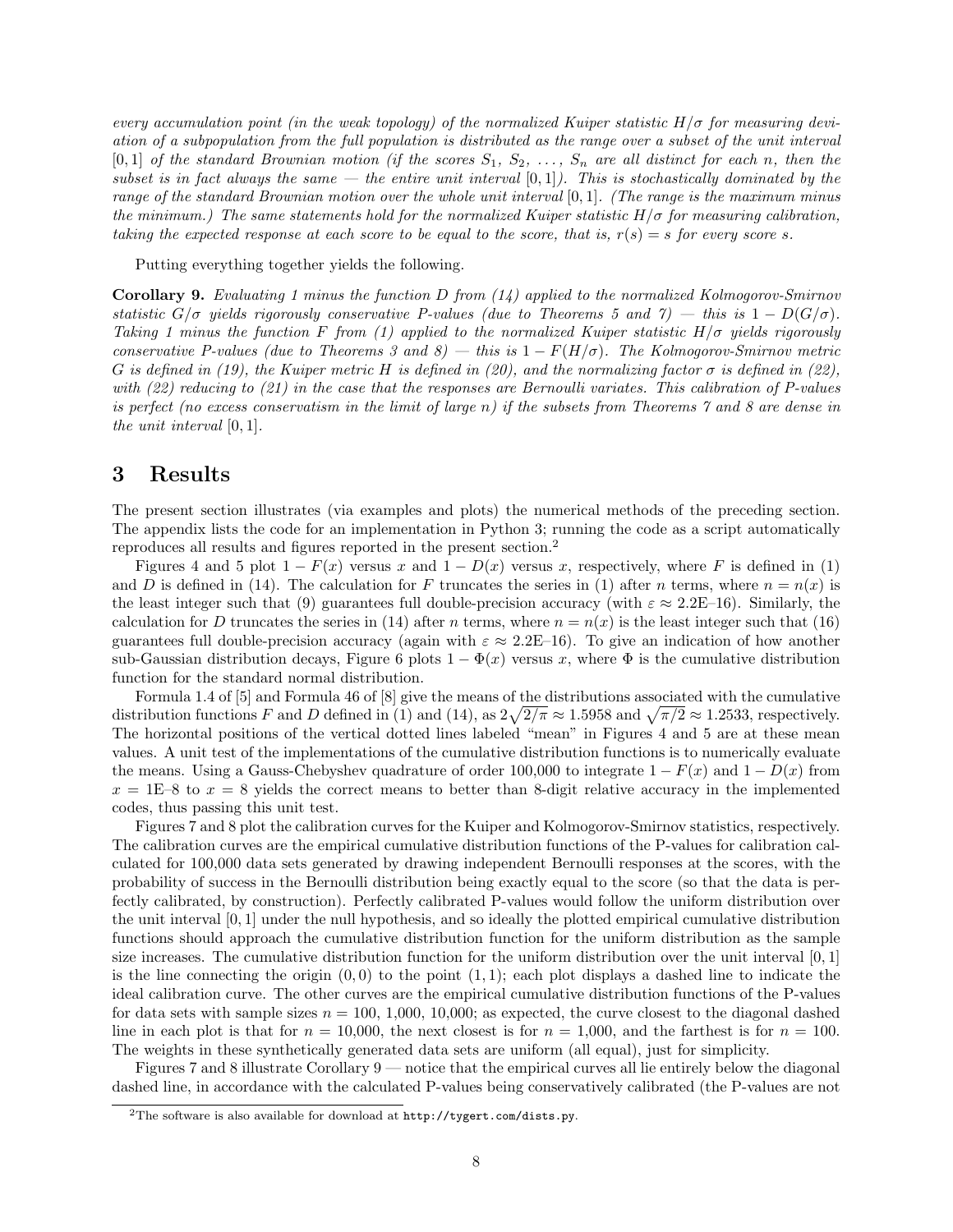*every accumulation point (in the weak topology) of the normalized Kuiper statistic $H/\sigma$ for measuring deviation of a subpopulation from the full population is distributed as the range over a subset of the unit interval $[0,1]$ of the standard Brownian motion (if the scores $S_1$, $S_2$, ..., $S_n$ are all distinct for each $n$, then the subset is in fact always the same — the entire unit interval $[0,1]$). This is stochastically dominated by the range of the standard Brownian motion over the whole unit interval $[0,1]$. (The range is the maximum minus the minimum.) The same statements hold for the normalized Kuiper statistic $H/\sigma$ for measuring calibration, taking the expected response at each score to be equal to the score, that is, $r(s) = s$ for every score $s$.*

Putting everything together yields the following.

**Corollary 9.** *Evaluating 1 minus the function $D$ from (14) applied to the normalized Kolmogorov-Smirnov statistic $G/\sigma$ yields rigorously conservative P-values (due to Theorems 5 and 7) — this is $1 - D(G/\sigma)$. Taking 1 minus the function $F$ from (1) applied to the normalized Kuiper statistic $H/\sigma$ yields rigorously conservative P-values (due to Theorems 3 and 8) — this is $1 - F(H/\sigma)$. The Kolmogorov-Smirnov metric $G$ is defined in (19), the Kuiper metric $H$ is defined in (20), and the normalizing factor $\sigma$ is defined in (22), with (22) reducing to (21) in the case that the responses are Bernoulli variates. This calibration of P-values is perfect (no excess conservatism in the limit of large $n$) if the subsets from Theorems 7 and 8 are dense in the unit interval $[0,1]$.*

# 3 Results

The present section illustrates (via examples and plots) the numerical methods of the preceding section. The appendix lists the code for an implementation in Python 3; running the code as a script automatically reproduces all results and figures reported in the present section.[2]

Figures 4 and 5 plot $1 - F(x)$ versus $x$ and $1 - D(x)$ versus $x$, respectively, where $F$ is defined in (1) and $D$ is defined in (14). The calculation for $F$ truncates the series in (1) after $n$ terms, where $n = n(x)$ is the least integer such that (9) guarantees full double-precision accuracy (with $\varepsilon \approx 2.2\text{E–}16$). Similarly, the calculation for $D$ truncates the series in (14) after $n$ terms, where $n = n(x)$ is the least integer such that (16) guarantees full double-precision accuracy (again with $\varepsilon \approx 2.2\text{E–}16$). To give an indication of how another sub-Gaussian distribution decays, Figure 6 plots $1 - \Phi(x)$ versus $x$, where $\Phi$ is the cumulative distribution function for the standard normal distribution.

Formula 1.4 of [5] and Formula 46 of [8] give the means of the distributions associated with the cumulative distribution functions $F$ and $D$ defined in (1) and (14), as $2\sqrt{2/\pi} \approx 1.5958$ and $\sqrt{\pi/2} \approx 1.2533$, respectively. The horizontal positions of the vertical dotted lines labeled "mean" in Figures 4 and 5 are at these mean values. A unit test of the implementations of the cumulative distribution functions is to numerically evaluate the means. Using a Gauss-Chebyshev quadrature of order 100,000 to integrate $1 - F(x)$ and $1 - D(x)$ from $x = 1\text{E–}8$ to $x = 8$ yields the correct means to better than 8-digit relative accuracy in the implemented codes, thus passing this unit test.

Figures 7 and 8 plot the calibration curves for the Kuiper and Kolmogorov-Smirnov statistics, respectively. The calibration curves are the empirical cumulative distribution functions of the P-values for calibration calculated for 100,000 data sets generated by drawing independent Bernoulli responses at the scores, with the probability of success in the Bernoulli distribution being exactly equal to the score (so that the data is perfectly calibrated, by construction). Perfectly calibrated P-values would follow the uniform distribution over the unit interval $[0,1]$ under the null hypothesis, and so ideally the plotted empirical cumulative distribution functions should approach the cumulative distribution function for the uniform distribution as the sample size increases. The cumulative distribution function for the uniform distribution over the unit interval $[0,1]$ is the line connecting the origin $(0,0)$ to the point $(1,1)$; each plot displays a dashed line to indicate the ideal calibration curve. The other curves are the empirical cumulative distribution functions of the P-values for data sets with sample sizes $n$ = 100, 1,000, 10,000; as expected, the curve closest to the diagonal dashed line in each plot is that for $n$ = 10,000, the next closest is for $n$ = 1,000, and the farthest is for $n$ = 100. The weights in these synthetically generated data sets are uniform (all equal), just for simplicity.

Figures 7 and 8 illustrate Corollary 9 — notice that the empirical curves all lie entirely below the diagonal dashed line, in accordance with the calculated P-values being conservatively calibrated (the P-values are not

[2] The software is also available for download at `http://tygert.com/dists.py`.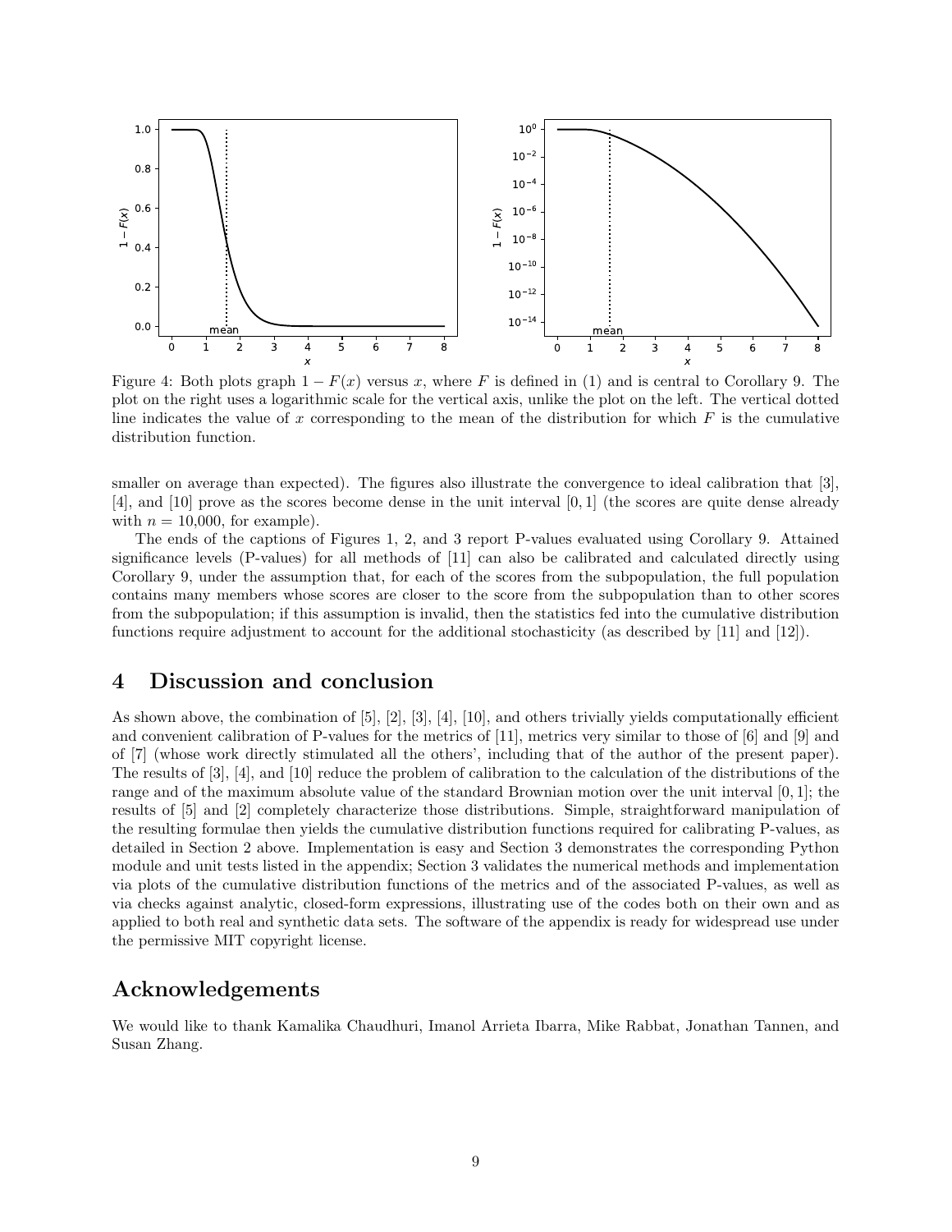Figure 4: Both plots graph $1 - F(x)$ versus $x$, where $F$ is defined in (1) and is central to Corollary 9. The plot on the right uses a logarithmic scale for the vertical axis, unlike the plot on the left. The vertical dotted line indicates the value of $x$ corresponding to the mean of the distribution for which $F$ is the cumulative distribution function.

smaller on average than expected). The figures also illustrate the convergence to ideal calibration that [3], [4], and [10] prove as the scores become dense in the unit interval $[0, 1]$ (the scores are quite dense already with $n = 10{,}000$, for example).

The ends of the captions of Figures 1, 2, and 3 report P-values evaluated using Corollary 9. Attained significance levels (P-values) for all methods of [11] can also be calibrated and calculated directly using Corollary 9, under the assumption that, for each of the scores from the subpopulation, the full population contains many members whose scores are closer to the score from the subpopulation than to other scores from the subpopulation; if this assumption is invalid, then the statistics fed into the cumulative distribution functions require adjustment to account for the additional stochasticity (as described by [11] and [12]).

## 4 Discussion and conclusion

As shown above, the combination of [5], [2], [3], [4], [10], and others trivially yields computationally efficient and convenient calibration of P-values for the metrics of [11], metrics very similar to those of [6] and [9] and of [7] (whose work directly stimulated all the others', including that of the author of the present paper). The results of [3], [4], and [10] reduce the problem of calibration to the calculation of the distributions of the range and of the maximum absolute value of the standard Brownian motion over the unit interval $[0, 1]$; the results of [5] and [2] completely characterize those distributions. Simple, straightforward manipulation of the resulting formulae then yields the cumulative distribution functions required for calibrating P-values, as detailed in Section 2 above. Implementation is easy and Section 3 demonstrates the corresponding Python module and unit tests listed in the appendix; Section 3 validates the numerical methods and implementation via plots of the cumulative distribution functions of the metrics and of the associated P-values, as well as via checks against analytic, closed-form expressions, illustrating use of the codes both on their own and as applied to both real and synthetic data sets. The software of the appendix is ready for widespread use under the permissive MIT copyright license.

## Acknowledgements

We would like to thank Kamalika Chaudhuri, Imanol Arrieta Ibarra, Mike Rabbat, Jonathan Tannen, and Susan Zhang.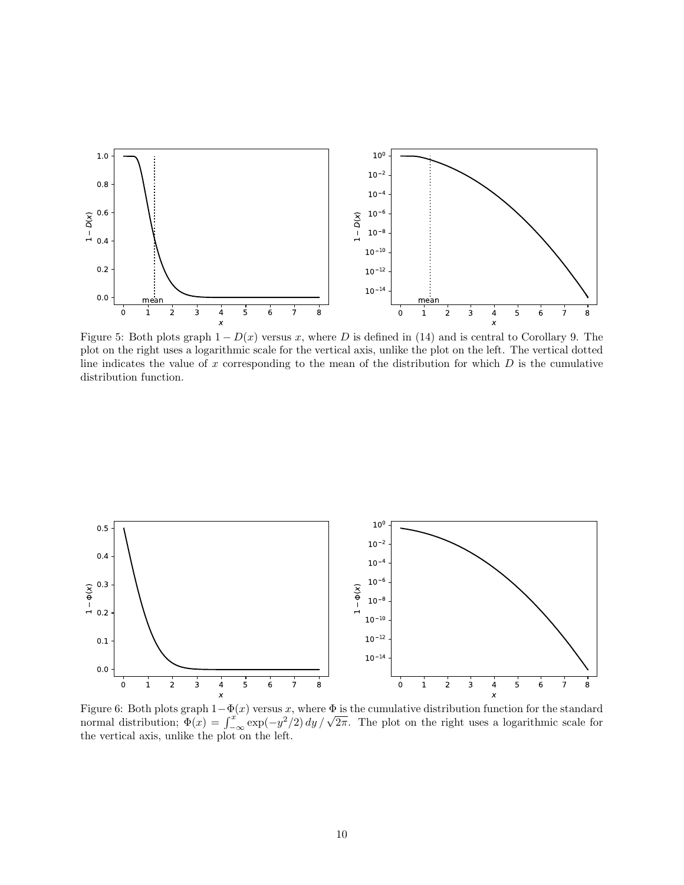Figure 5: Both plots graph $1 - D(x)$ versus $x$, where $D$ is defined in (14) and is central to Corollary 9. The plot on the right uses a logarithmic scale for the vertical axis, unlike the plot on the left. The vertical dotted line indicates the value of $x$ corresponding to the mean of the distribution for which $D$ is the cumulative distribution function.

Figure 6: Both plots graph $1-\Phi(x)$ versus $x$, where $\Phi$ is the cumulative distribution function for the standard normal distribution; $\Phi(x) = \int_{-\infty}^{x} \exp(-y^2/2)\,dy\,/\,\sqrt{2\pi}$. The plot on the right uses a logarithmic scale for the vertical axis, unlike the plot on the left.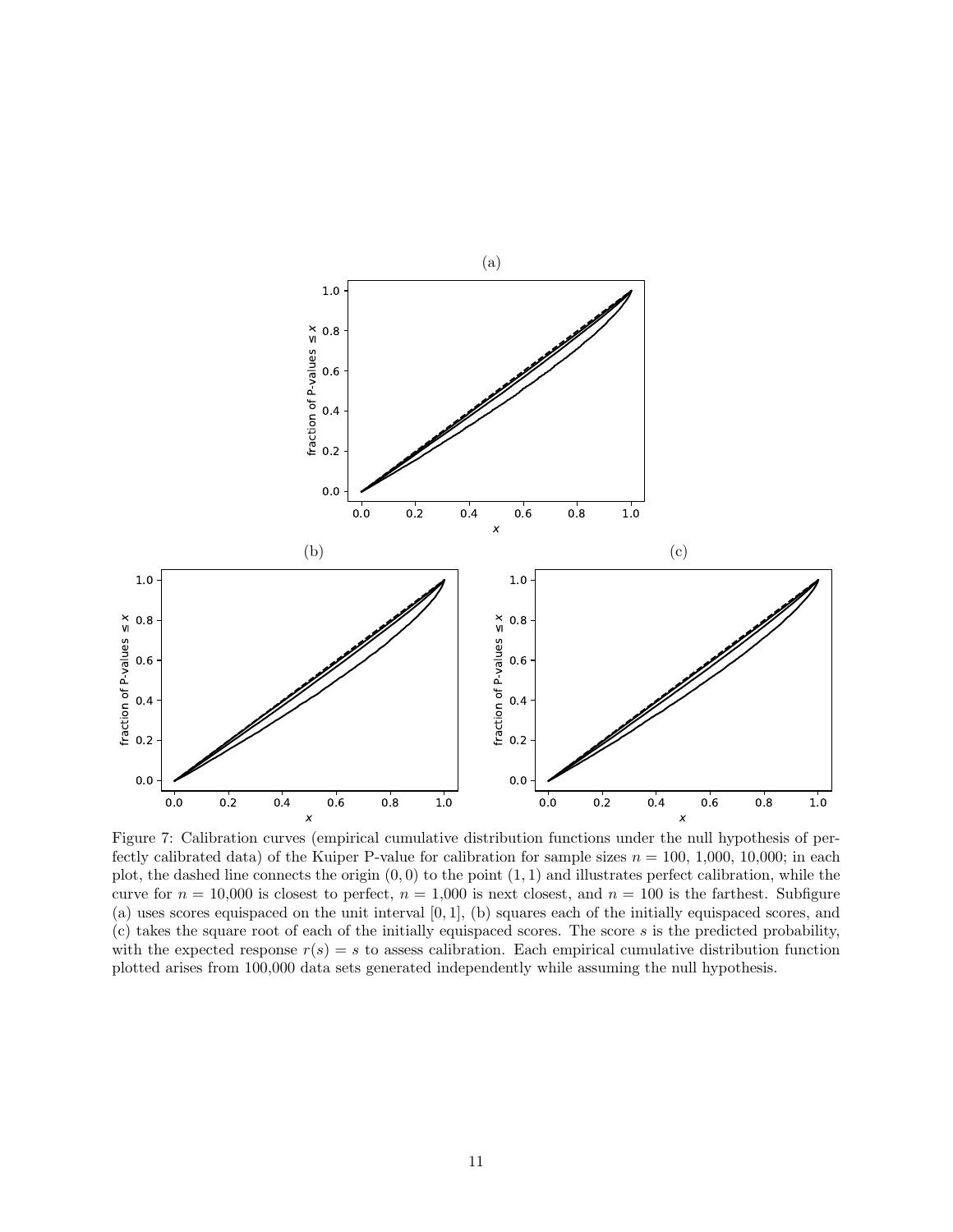Figure 7: Calibration curves (empirical cumulative distribution functions under the null hypothesis of perfectly calibrated data) of the Kuiper P-value for calibration for sample sizes $n = 100$, 1,000, 10,000; in each plot, the dashed line connects the origin $(0, 0)$ to the point $(1, 1)$ and illustrates perfect calibration, while the curve for $n =$ 10,000 is closest to perfect, $n =$ 1,000 is next closest, and $n = 100$ is the farthest. Subfigure (a) uses scores equispaced on the unit interval $[0, 1]$, (b) squares each of the initially equispaced scores, and (c) takes the square root of each of the initially equispaced scores. The score $s$ is the predicted probability, with the expected response $r(s) = s$ to assess calibration. Each empirical cumulative distribution function plotted arises from 100,000 data sets generated independently while assuming the null hypothesis.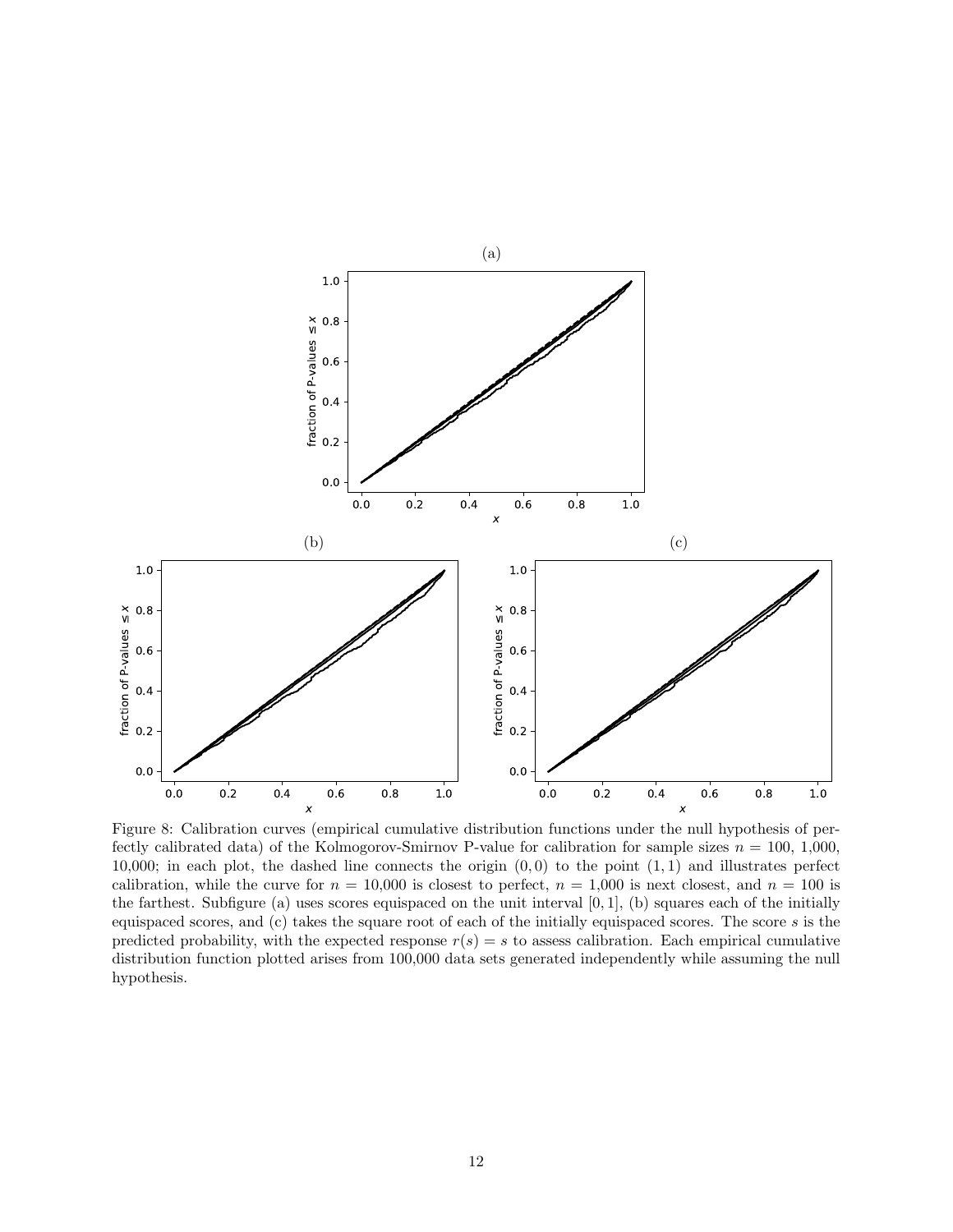(a)

(b)

(c)

Figure 8: Calibration curves (empirical cumulative distribution functions under the null hypothesis of perfectly calibrated data) of the Kolmogorov-Smirnov P-value for calibration for sample sizes $n$ = 100, 1,000, 10,000; in each plot, the dashed line connects the origin $(0, 0)$ to the point $(1, 1)$ and illustrates perfect calibration, while the curve for $n$ = 10,000 is closest to perfect, $n$ = 1,000 is next closest, and $n$ = 100 is the farthest. Subfigure (a) uses scores equispaced on the unit interval $[0, 1]$, (b) squares each of the initially equispaced scores, and (c) takes the square root of each of the initially equispaced scores. The score $s$ is the predicted probability, with the expected response $r(s) = s$ to assess calibration. Each empirical cumulative distribution function plotted arises from 100,000 data sets generated independently while assuming the null hypothesis.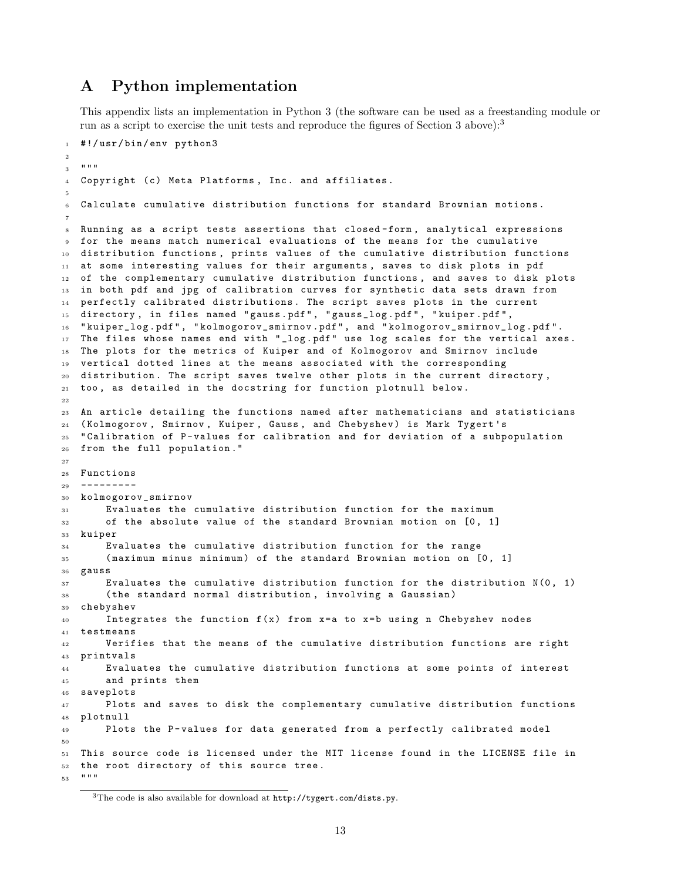## A Python implementation

This appendix lists an implementation in Python 3 (the software can be used as a freestanding module or run as a script to exercise the unit tests and reproduce the figures of Section 3 above):[3]

```
#!/usr/bin/env python3

"""
Copyright (c) Meta Platforms, Inc. and affiliates.

Calculate cumulative distribution functions for standard Brownian motions.

Running as a script tests assertions that closed-form, analytical expressions
for the means match numerical evaluations of the means for the cumulative
distribution functions, prints values of the cumulative distribution functions
at some interesting values for their arguments, saves to disk plots in pdf
of the complementary cumulative distribution functions, and saves to disk plots
in both pdf and jpg of calibration curves for synthetic data sets drawn from
perfectly calibrated distributions. The script saves plots in the current
directory, in files named "gauss.pdf", "gauss_log.pdf", "kuiper.pdf",
"kuiper_log.pdf", "kolmogorov_smirnov.pdf", and "kolmogorov_smirnov_log.pdf".
The files whose names end with "_log.pdf" use log scales for the vertical axes.
The plots for the metrics of Kuiper and of Kolmogorov and Smirnov include
vertical dotted lines at the means associated with the corresponding
distribution. The script saves twelve other plots in the current directory,
too, as detailed in the docstring for function plotnull below.

An article detailing the functions named after mathematicians and statisticians
(Kolmogorov, Smirnov, Kuiper, Gauss, and Chebyshev) is Mark Tygert's
"Calibration of P-values for calibration and for deviation of a subpopulation
from the full population."

Functions
---------
kolmogorov_smirnov
    Evaluates the cumulative distribution function for the maximum
    of the absolute value of the standard Brownian motion on [0, 1]
kuiper
    Evaluates the cumulative distribution function for the range
    (maximum minus minimum) of the standard Brownian motion on [0, 1]
gauss
    Evaluates the cumulative distribution function for the distribution N(0, 1)
    (the standard normal distribution, involving a Gaussian)
chebyshev
    Integrates the function f(x) from x=a to x=b using n Chebyshev nodes
testmeans
    Verifies that the means of the cumulative distribution functions are right
printvals
    Evaluates the cumulative distribution functions at some points of interest
    and prints them
saveplots
    Plots and saves to disk the complementary cumulative distribution functions
plotnull
    Plots the P-values for data generated from a perfectly calibrated model

This source code is licensed under the MIT license found in the LICENSE file in
the root directory of this source tree.
"""
```

[3] The code is also available for download at http://tygert.com/dists.py.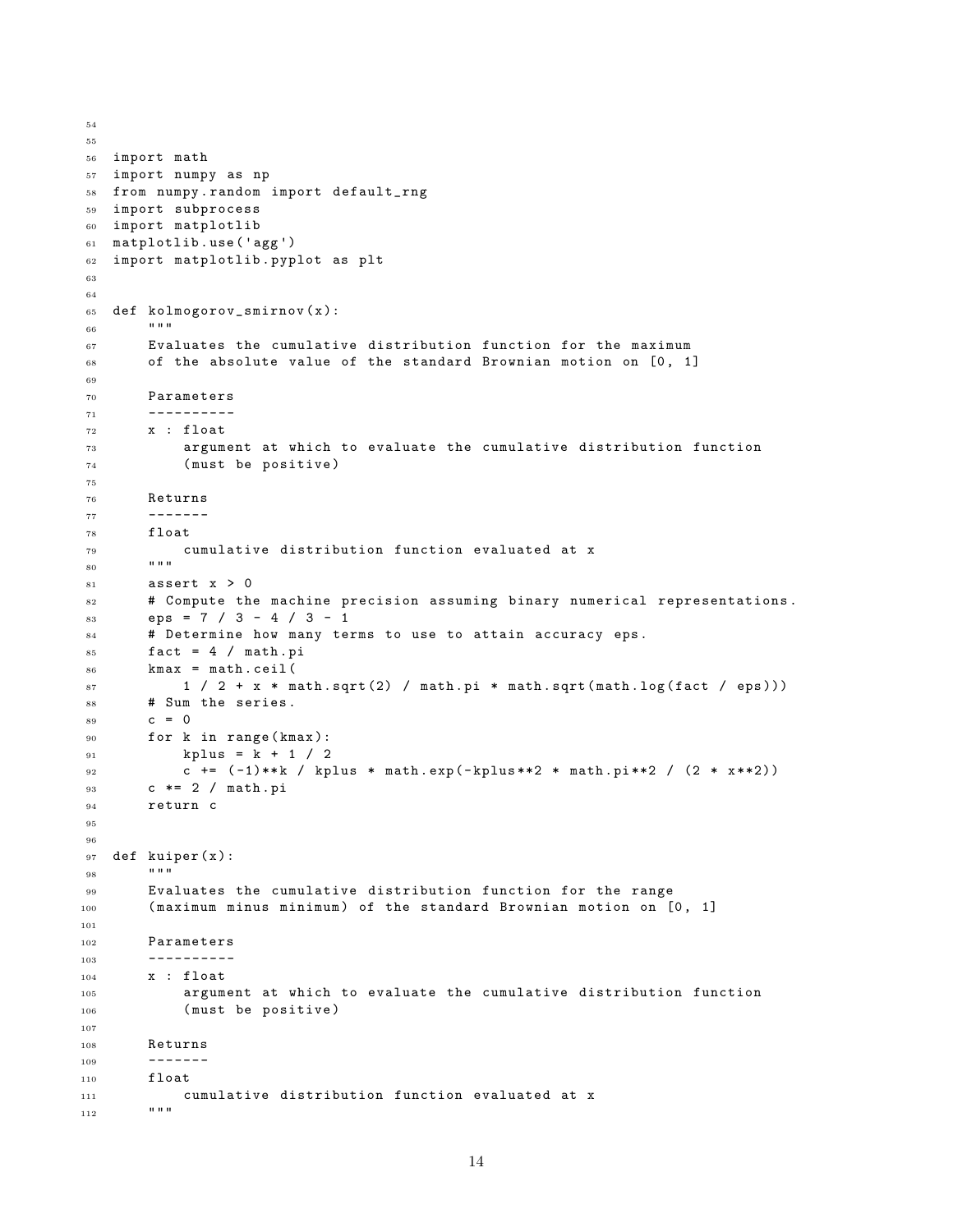```
import math
import numpy as np
from numpy.random import default_rng
import subprocess
import matplotlib
matplotlib.use('agg')
import matplotlib.pyplot as plt


def kolmogorov_smirnov(x):
    """
    Evaluates the cumulative distribution function for the maximum
    of the absolute value of the standard Brownian motion on [0, 1]

    Parameters
    ----------
    x : float
        argument at which to evaluate the cumulative distribution function
        (must be positive)

    Returns
    -------
    float
        cumulative distribution function evaluated at x
    """
    assert x > 0
    # Compute the machine precision assuming binary numerical representations.
    eps = 7 / 3 - 4 / 3 - 1
    # Determine how many terms to use to attain accuracy eps.
    fact = 4 / math.pi
    kmax = math.ceil(
        1 / 2 + x * math.sqrt(2) / math.pi * math.sqrt(math.log(fact / eps)))
    # Sum the series.
    c = 0
    for k in range(kmax):
        kplus = k + 1 / 2
        c += (-1)**k / kplus * math.exp(-kplus**2 * math.pi**2 / (2 * x**2))
    c *= 2 / math.pi
    return c


def kuiper(x):
    """
    Evaluates the cumulative distribution function for the range
    (maximum minus minimum) of the standard Brownian motion on [0, 1]

    Parameters
    ----------
    x : float
        argument at which to evaluate the cumulative distribution function
        (must be positive)

    Returns
    -------
    float
        cumulative distribution function evaluated at x
    """
```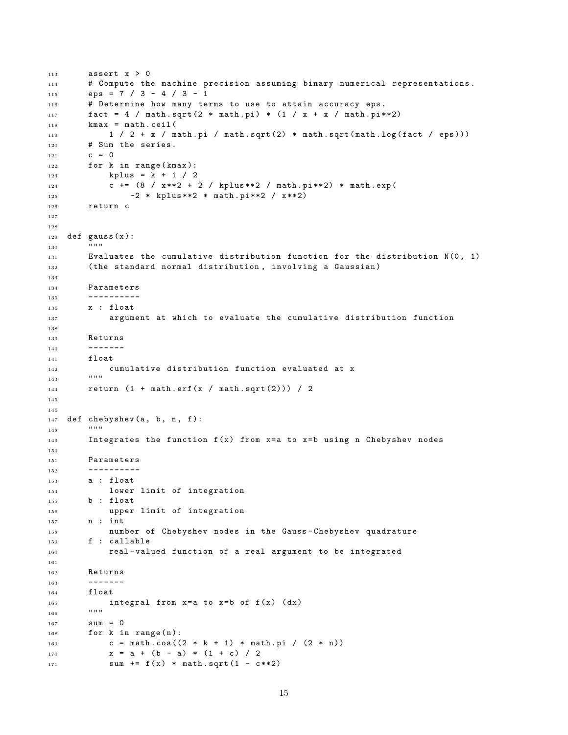```python
    assert x > 0
    # Compute the machine precision assuming binary numerical representations.
    eps = 7 / 3 - 4 / 3 - 1
    # Determine how many terms to use to attain accuracy eps.
    fact = 4 / math.sqrt(2 * math.pi) * (1 / x + x / math.pi**2)
    kmax = math.ceil(
        1 / 2 + x / math.pi / math.sqrt(2) * math.sqrt(math.log(fact / eps)))
    # Sum the series.
    c = 0
    for k in range(kmax):
        kplus = k + 1 / 2
        c += (8 / x**2 + 2 / kplus**2 / math.pi**2) * math.exp(
            -2 * kplus**2 * math.pi**2 / x**2)
    return c


def gauss(x):
    """
    Evaluates the cumulative distribution function for the distribution N(0, 1)
    (the standard normal distribution, involving a Gaussian)

    Parameters
    ----------
    x : float
        argument at which to evaluate the cumulative distribution function

    Returns
    -------
    float
        cumulative distribution function evaluated at x
    """
    return (1 + math.erf(x / math.sqrt(2))) / 2


def chebyshev(a, b, n, f):
    """
    Integrates the function f(x) from x=a to x=b using n Chebyshev nodes

    Parameters
    ----------
    a : float
        lower limit of integration
    b : float
        upper limit of integration
    n : int
        number of Chebyshev nodes in the Gauss-Chebyshev quadrature
    f : callable
        real-valued function of a real argument to be integrated

    Returns
    -------
    float
        integral from x=a to x=b of f(x) (dx)
    """
    sum = 0
    for k in range(n):
        c = math.cos((2 * k + 1) * math.pi / (2 * n))
        x = a + (b - a) * (1 + c) / 2
        sum += f(x) * math.sqrt(1 - c**2)
```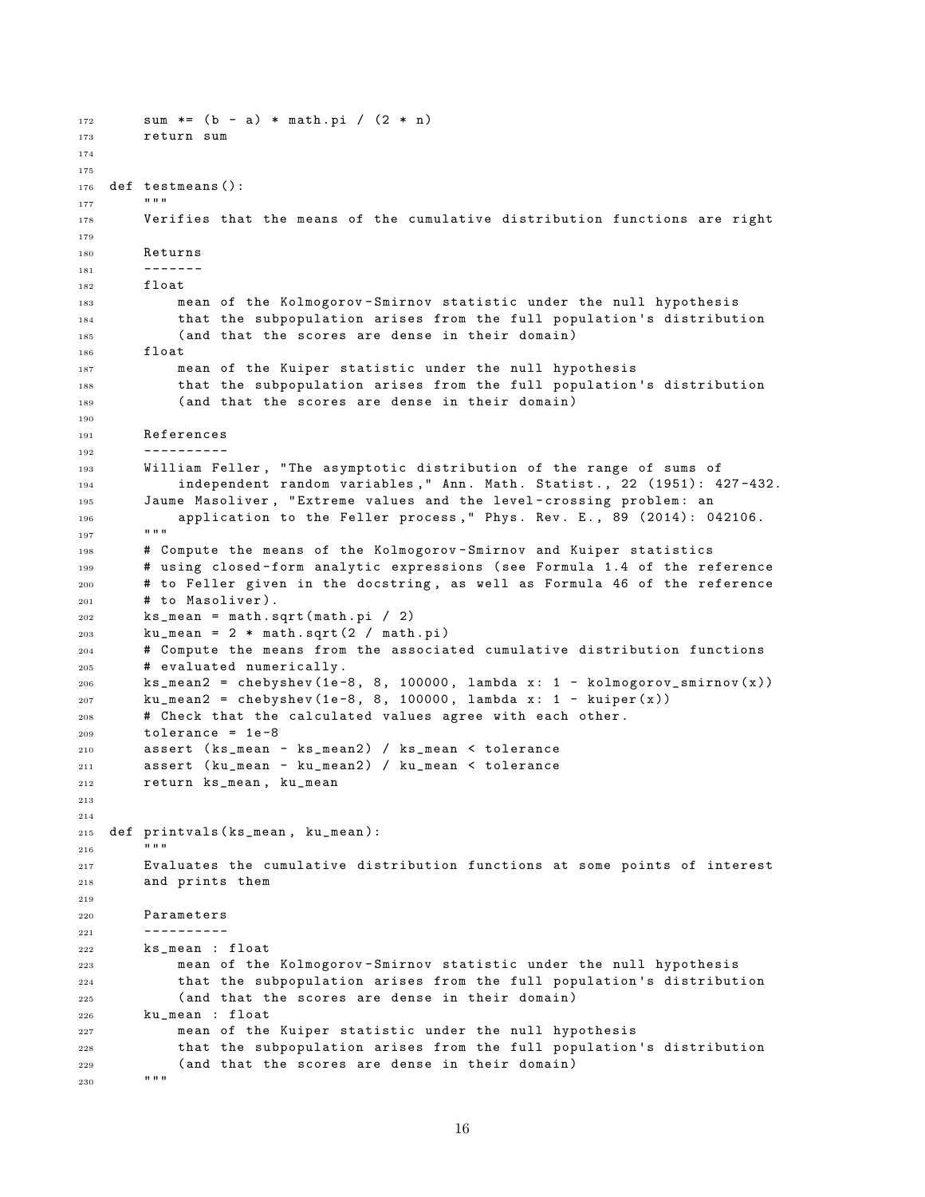```
    sum *= (b - a) * math.pi / (2 * n)
    return sum


def testmeans():
    """
    Verifies that the means of the cumulative distribution functions are right

    Returns
    -------
    float
        mean of the Kolmogorov-Smirnov statistic under the null hypothesis
        that the subpopulation arises from the full population's distribution
        (and that the scores are dense in their domain)
    float
        mean of the Kuiper statistic under the null hypothesis
        that the subpopulation arises from the full population's distribution
        (and that the scores are dense in their domain)

    References
    ----------
    William Feller, "The asymptotic distribution of the range of sums of
        independent random variables," Ann. Math. Statist., 22 (1951): 427-432.
    Jaume Masoliver, "Extreme values and the level-crossing problem: an
        application to the Feller process," Phys. Rev. E., 89 (2014): 042106.
    """
    # Compute the means of the Kolmogorov-Smirnov and Kuiper statistics
    # using closed-form analytic expressions (see Formula 1.4 of the reference
    # to Feller given in the docstring, as well as Formula 46 of the reference
    # to Masoliver).
    ks_mean = math.sqrt(math.pi / 2)
    ku_mean = 2 * math.sqrt(2 / math.pi)
    # Compute the means from the associated cumulative distribution functions
    # evaluated numerically.
    ks_mean2 = chebyshev(1e-8, 8, 100000, lambda x: 1 - kolmogorov_smirnov(x))
    ku_mean2 = chebyshev(1e-8, 8, 100000, lambda x: 1 - kuiper(x))
    # Check that the calculated values agree with each other.
    tolerance = 1e-8
    assert (ks_mean - ks_mean2) / ks_mean < tolerance
    assert (ku_mean - ku_mean2) / ku_mean < tolerance
    return ks_mean, ku_mean


def printvals(ks_mean, ku_mean):
    """
    Evaluates the cumulative distribution functions at some points of interest
    and prints them

    Parameters
    ----------
    ks_mean : float
        mean of the Kolmogorov-Smirnov statistic under the null hypothesis
        that the subpopulation arises from the full population's distribution
        (and that the scores are dense in their domain)
    ku_mean : float
        mean of the Kuiper statistic under the null hypothesis
        that the subpopulation arises from the full population's distribution
        (and that the scores are dense in their domain)
    """
```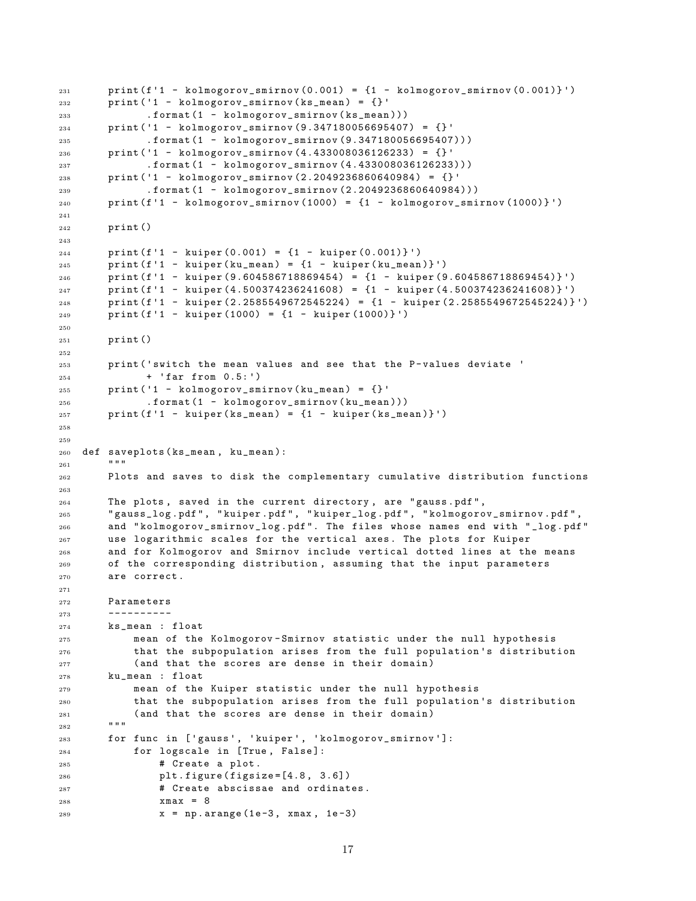```
    print(f'1 - kolmogorov_smirnov(0.001) = {1 - kolmogorov_smirnov(0.001)}')
    print('1 - kolmogorov_smirnov(ks_mean) = {}'
          .format(1 - kolmogorov_smirnov(ks_mean)))
    print('1 - kolmogorov_smirnov(9.347180056695407) = {}'
          .format(1 - kolmogorov_smirnov(9.347180056695407)))
    print('1 - kolmogorov_smirnov(4.433008036126233) = {}'
          .format(1 - kolmogorov_smirnov(4.433008036126233)))
    print('1 - kolmogorov_smirnov(2.2049236860640984) = {}'
          .format(1 - kolmogorov_smirnov(2.2049236860640984)))
    print(f'1 - kolmogorov_smirnov(1000) = {1 - kolmogorov_smirnov(1000)}')

    print()

    print(f'1 - kuiper(0.001) = {1 - kuiper(0.001)}')
    print(f'1 - kuiper(ku_mean) = {1 - kuiper(ku_mean)}')
    print(f'1 - kuiper(9.604586718869454) = {1 - kuiper(9.604586718869454)}')
    print(f'1 - kuiper(4.500374236241608) = {1 - kuiper(4.500374236241608)}')
    print(f'1 - kuiper(2.2585549672545224) = {1 - kuiper(2.2585549672545224)}')
    print(f'1 - kuiper(1000) = {1 - kuiper(1000)}')

    print()

    print('switch the mean values and see that the P-values deviate '
          + 'far from 0.5:')
    print('1 - kolmogorov_smirnov(ku_mean) = {}'
          .format(1 - kolmogorov_smirnov(ku_mean)))
    print(f'1 - kuiper(ks_mean) = {1 - kuiper(ks_mean)}')


def saveplots(ks_mean, ku_mean):
    """
    Plots and saves to disk the complementary cumulative distribution functions

    The plots, saved in the current directory, are "gauss.pdf",
    "gauss_log.pdf", "kuiper.pdf", "kuiper_log.pdf", "kolmogorov_smirnov.pdf",
    and "kolmogorov_smirnov_log.pdf". The files whose names end with "_log.pdf"
    use logarithmic scales for the vertical axes. The plots for Kuiper
    and for Kolmogorov and Smirnov include vertical dotted lines at the means
    of the corresponding distribution, assuming that the input parameters
    are correct.

    Parameters
    ----------
    ks_mean : float
        mean of the Kolmogorov-Smirnov statistic under the null hypothesis
        that the subpopulation arises from the full population's distribution
        (and that the scores are dense in their domain)
    ku_mean : float
        mean of the Kuiper statistic under the null hypothesis
        that the subpopulation arises from the full population's distribution
        (and that the scores are dense in their domain)
    """
    for func in ['gauss', 'kuiper', 'kolmogorov_smirnov']:
        for logscale in [True, False]:
            # Create a plot.
            plt.figure(figsize=[4.8, 3.6])
            # Create abscissae and ordinates.
            xmax = 8
            x = np.arange(1e-3, xmax, 1e-3)
```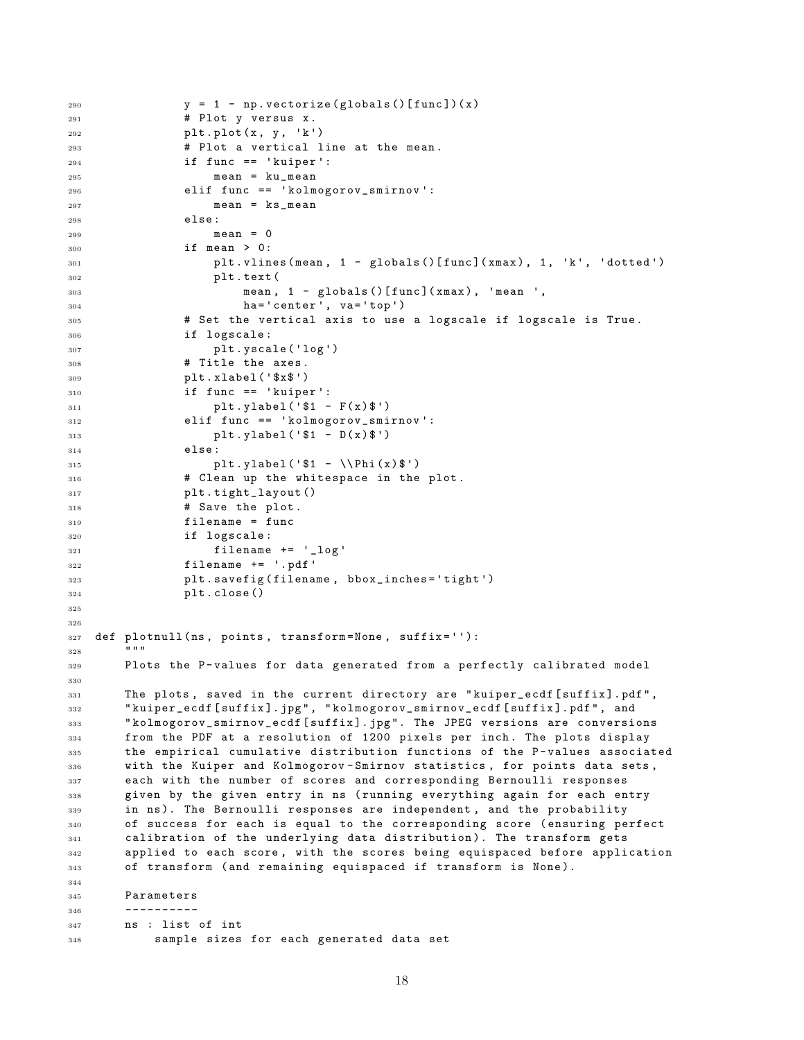```
290             y = 1 - np.vectorize(globals()[func])(x)
291             # Plot y versus x.
292             plt.plot(x, y, 'k')
293             # Plot a vertical line at the mean.
294             if func == 'kuiper':
295                 mean = ku_mean
296             elif func == 'kolmogorov_smirnov':
297                 mean = ks_mean
298             else:
299                 mean = 0
300             if mean > 0:
301                 plt.vlines(mean, 1 - globals()[func](xmax), 1, 'k', 'dotted')
302                 plt.text(
303                     mean, 1 - globals()[func](xmax), 'mean ',
304                     ha='center', va='top')
305             # Set the vertical axis to use a logscale if logscale is True.
306             if logscale:
307                 plt.yscale('log')
308             # Title the axes.
309             plt.xlabel('$x$')
310             if func == 'kuiper':
311                 plt.ylabel('$1 - F(x)$')
312             elif func == 'kolmogorov_smirnov':
313                 plt.ylabel('$1 - D(x)$')
314             else:
315                 plt.ylabel('$1 - \\Phi(x)$')
316             # Clean up the whitespace in the plot.
317             plt.tight_layout()
318             # Save the plot.
319             filename = func
320             if logscale:
321                 filename += '_log'
322             filename += '.pdf'
323             plt.savefig(filename, bbox_inches='tight')
324             plt.close()
325
326
327 def plotnull(ns, points, transform=None, suffix=''):
328     """
329     Plots the P-values for data generated from a perfectly calibrated model
330
331     The plots, saved in the current directory are "kuiper_ecdf[suffix].pdf",
332     "kuiper_ecdf[suffix].jpg", "kolmogorov_smirnov_ecdf[suffix].pdf", and
333     "kolmogorov_smirnov_ecdf[suffix].jpg". The JPEG versions are conversions
334     from the PDF at a resolution of 1200 pixels per inch. The plots display
335     the empirical cumulative distribution functions of the P-values associated
336     with the Kuiper and Kolmogorov-Smirnov statistics, for points data sets,
337     each with the number of scores and corresponding Bernoulli responses
338     given by the given entry in ns (running everything again for each entry
339     in ns). The Bernoulli responses are independent, and the probability
340     of success for each is equal to the corresponding score (ensuring perfect
341     calibration of the underlying data distribution). The transform gets
342     applied to each score, with the scores being equispaced before application
343     of transform (and remaining equispaced if transform is None).
344
345     Parameters
346     ----------
347     ns : list of int
348         sample sizes for each generated data set
```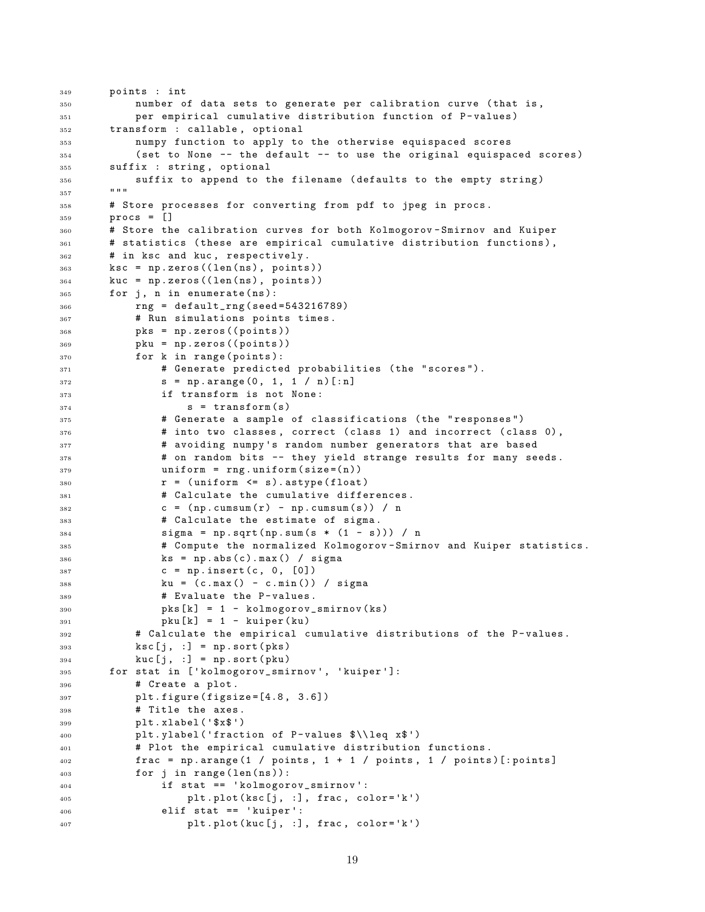```
349     points : int
350         number of data sets to generate per calibration curve (that is,
351         per empirical cumulative distribution function of P-values)
352     transform : callable, optional
353         numpy function to apply to the otherwise equispaced scores
354         (set to None -- the default -- to use the original equispaced scores)
355     suffix : string, optional
356         suffix to append to the filename (defaults to the empty string)
357     """
358     # Store processes for converting from pdf to jpeg in procs.
359     procs = []
360     # Store the calibration curves for both Kolmogorov-Smirnov and Kuiper
361     # statistics (these are empirical cumulative distribution functions),
362     # in ksc and kuc, respectively.
363     ksc = np.zeros((len(ns), points))
364     kuc = np.zeros((len(ns), points))
365     for j, n in enumerate(ns):
366         rng = default_rng(seed=543216789)
367         # Run simulations points times.
368         pks = np.zeros((points))
369         pku = np.zeros((points))
370         for k in range(points):
371             # Generate predicted probabilities (the "scores").
372             s = np.arange(0, 1, 1 / n)[:n]
373             if transform is not None:
374                 s = transform(s)
375             # Generate a sample of classifications (the "responses")
376             # into two classes, correct (class 1) and incorrect (class 0),
377             # avoiding numpy's random number generators that are based
378             # on random bits -- they yield strange results for many seeds.
379             uniform = rng.uniform(size=(n))
380             r = (uniform <= s).astype(float)
381             # Calculate the cumulative differences.
382             c = (np.cumsum(r) - np.cumsum(s)) / n
383             # Calculate the estimate of sigma.
384             sigma = np.sqrt(np.sum(s * (1 - s))) / n
385             # Compute the normalized Kolmogorov-Smirnov and Kuiper statistics.
386             ks = np.abs(c).max() / sigma
387             c = np.insert(c, 0, [0])
388             ku = (c.max() - c.min()) / sigma
389             # Evaluate the P-values.
390             pks[k] = 1 - kolmogorov_smirnov(ks)
391             pku[k] = 1 - kuiper(ku)
392         # Calculate the empirical cumulative distributions of the P-values.
393         ksc[j, :] = np.sort(pks)
394         kuc[j, :] = np.sort(pku)
395     for stat in ['kolmogorov_smirnov', 'kuiper']:
396         # Create a plot.
397         plt.figure(figsize=[4.8, 3.6])
398         # Title the axes.
399         plt.xlabel('$x$')
400         plt.ylabel('fraction of P-values $\\leq x$')
401         # Plot the empirical cumulative distribution functions.
402         frac = np.arange(1 / points, 1 + 1 / points, 1 / points)[:points]
403         for j in range(len(ns)):
404             if stat == 'kolmogorov_smirnov':
405                 plt.plot(ksc[j, :], frac, color='k')
406             elif stat == 'kuiper':
407                 plt.plot(kuc[j, :], frac, color='k')
```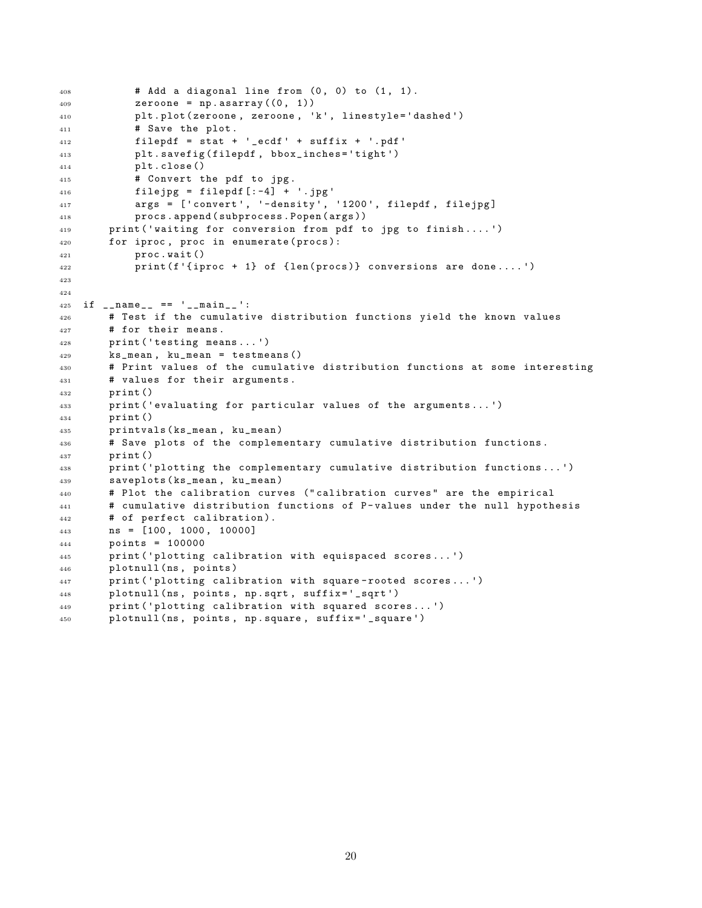```python
        # Add a diagonal line from (0, 0) to (1, 1).
        zeroone = np.asarray((0, 1))
        plt.plot(zeroone, zeroone, 'k', linestyle='dashed')
        # Save the plot.
        filepdf = stat + '_ecdf' + suffix + '.pdf'
        plt.savefig(filepdf, bbox_inches='tight')
        plt.close()
        # Convert the pdf to jpg.
        filejpg = filepdf[:-4] + '.jpg'
        args = ['convert', '-density', '1200', filepdf, filejpg]
        procs.append(subprocess.Popen(args))
    print('waiting for conversion from pdf to jpg to finish....')
    for iproc, proc in enumerate(procs):
        proc.wait()
        print(f'{iproc + 1} of {len(procs)} conversions are done....')


if __name__ == '__main__':
    # Test if the cumulative distribution functions yield the known values
    # for their means.
    print('testing means...')
    ks_mean, ku_mean = testmeans()
    # Print values of the cumulative distribution functions at some interesting
    # values for their arguments.
    print()
    print('evaluating for particular values of the arguments...')
    print()
    printvals(ks_mean, ku_mean)
    # Save plots of the complementary cumulative distribution functions.
    print()
    print('plotting the complementary cumulative distribution functions...')
    saveplots(ks_mean, ku_mean)
    # Plot the calibration curves ("calibration curves" are the empirical
    # cumulative distribution functions of P-values under the null hypothesis
    # of perfect calibration).
    ns = [100, 1000, 10000]
    points = 100000
    print('plotting calibration with equispaced scores...')
    plotnull(ns, points)
    print('plotting calibration with square-rooted scores...')
    plotnull(ns, points, np.sqrt, suffix='_sqrt')
    print('plotting calibration with squared scores...')
    plotnull(ns, points, np.square, suffix='_square')
```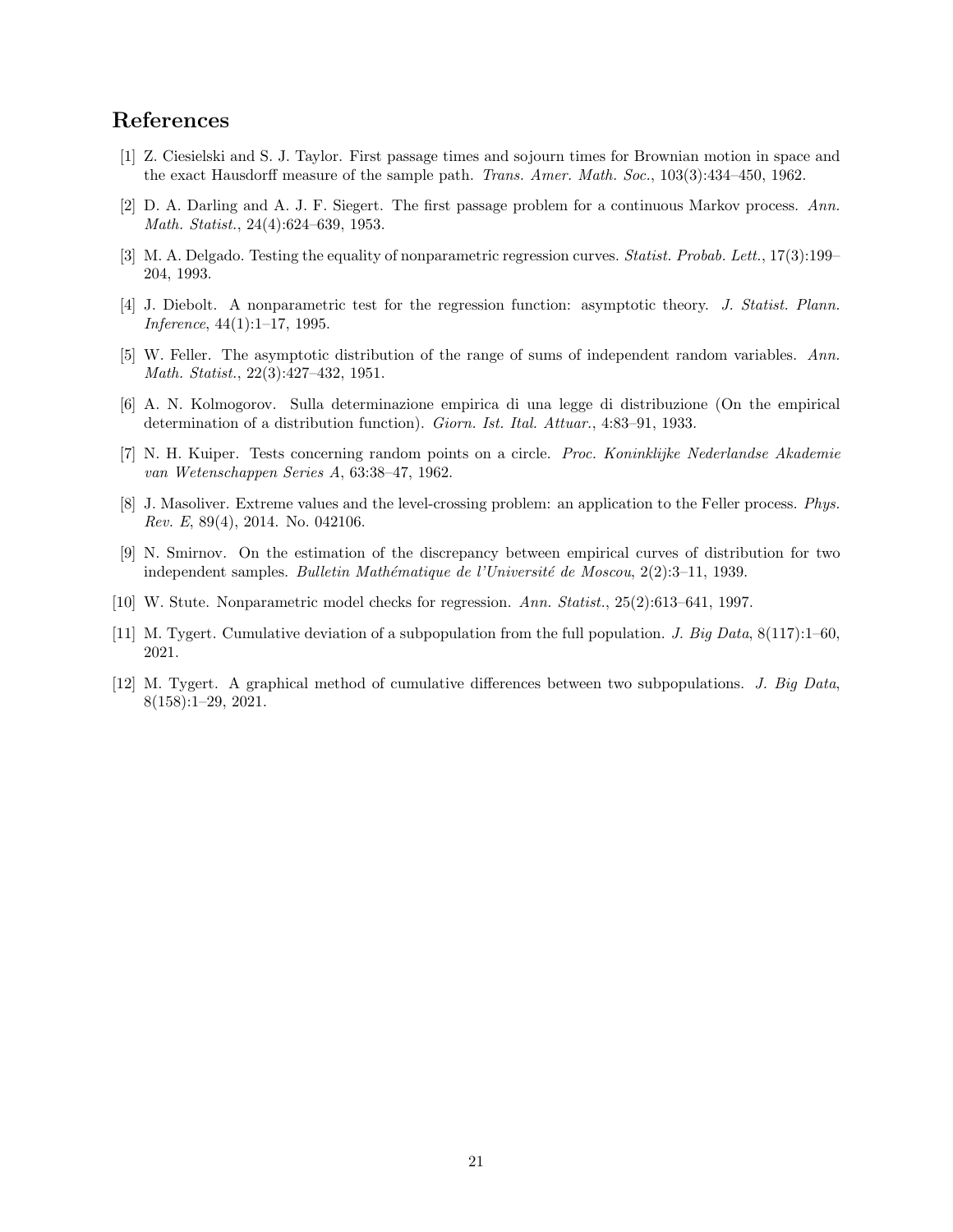## References

[1] Z. Ciesielski and S. J. Taylor. First passage times and sojourn times for Brownian motion in space and the exact Hausdorff measure of the sample path. *Trans. Amer. Math. Soc.*, 103(3):434–450, 1962.

[2] D. A. Darling and A. J. F. Siegert. The first passage problem for a continuous Markov process. *Ann. Math. Statist.*, 24(4):624–639, 1953.

[3] M. A. Delgado. Testing the equality of nonparametric regression curves. *Statist. Probab. Lett.*, 17(3):199–204, 1993.

[4] J. Diebolt. A nonparametric test for the regression function: asymptotic theory. *J. Statist. Plann. Inference*, 44(1):1–17, 1995.

[5] W. Feller. The asymptotic distribution of the range of sums of independent random variables. *Ann. Math. Statist.*, 22(3):427–432, 1951.

[6] A. N. Kolmogorov. Sulla determinazione empirica di una legge di distribuzione (On the empirical determination of a distribution function). *Giorn. Ist. Ital. Attuar.*, 4:83–91, 1933.

[7] N. H. Kuiper. Tests concerning random points on a circle. *Proc. Koninklijke Nederlandse Akademie van Wetenschappen Series A*, 63:38–47, 1962.

[8] J. Masoliver. Extreme values and the level-crossing problem: an application to the Feller process. *Phys. Rev. E*, 89(4), 2014. No. 042106.

[9] N. Smirnov. On the estimation of the discrepancy between empirical curves of distribution for two independent samples. *Bulletin Mathématique de l'Université de Moscou*, 2(2):3–11, 1939.

[10] W. Stute. Nonparametric model checks for regression. *Ann. Statist.*, 25(2):613–641, 1997.

[11] M. Tygert. Cumulative deviation of a subpopulation from the full population. *J. Big Data*, 8(117):1–60, 2021.

[12] M. Tygert. A graphical method of cumulative differences between two subpopulations. *J. Big Data*, 8(158):1–29, 2021.